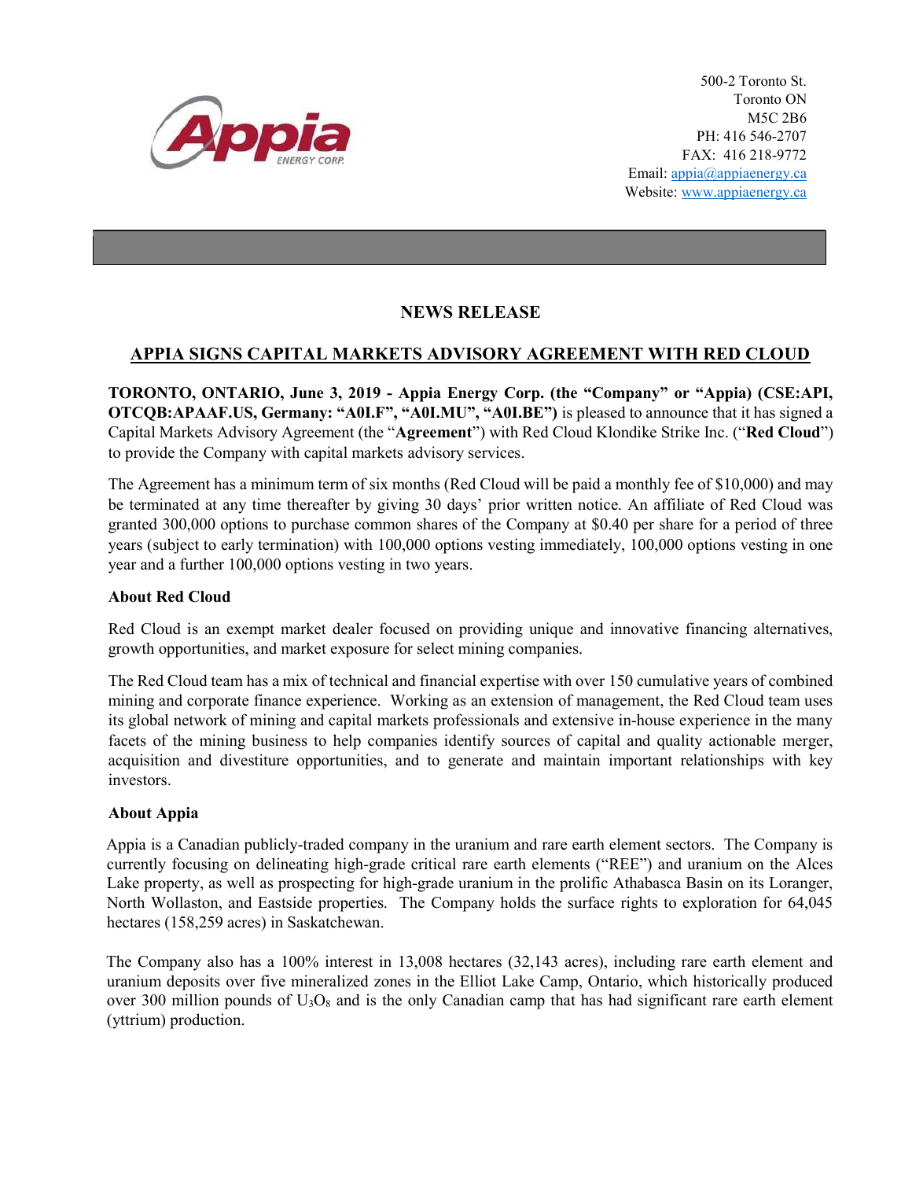500-2 Toronto St.
Toronto ON
M5C 2B6
PH: 416 546-2707
FAX: 416 218-9772
Email: appia@appiaenergy.ca
Website: www.appiaenergy.ca

# NEWS RELEASE

## APPIA SIGNS CAPITAL MARKETS ADVISORY AGREEMENT WITH RED CLOUD

**TORONTO, ONTARIO, June 3, 2019 - Appia Energy Corp. (the "Company" or "Appia) (CSE:API, OTCQB:APAAF.US, Germany: "A0I.F", "A0I.MU", "A0I.BE")** is pleased to announce that it has signed a Capital Markets Advisory Agreement (the "**Agreement**") with Red Cloud Klondike Strike Inc. ("**Red Cloud**") to provide the Company with capital markets advisory services.

The Agreement has a minimum term of six months (Red Cloud will be paid a monthly fee of $10,000) and may be terminated at any time thereafter by giving 30 days' prior written notice. An affiliate of Red Cloud was granted 300,000 options to purchase common shares of the Company at $0.40 per share for a period of three years (subject to early termination) with 100,000 options vesting immediately, 100,000 options vesting in one year and a further 100,000 options vesting in two years.

### About Red Cloud

Red Cloud is an exempt market dealer focused on providing unique and innovative financing alternatives, growth opportunities, and market exposure for select mining companies.

The Red Cloud team has a mix of technical and financial expertise with over 150 cumulative years of combined mining and corporate finance experience. Working as an extension of management, the Red Cloud team uses its global network of mining and capital markets professionals and extensive in-house experience in the many facets of the mining business to help companies identify sources of capital and quality actionable merger, acquisition and divestiture opportunities, and to generate and maintain important relationships with key investors.

### About Appia

Appia is a Canadian publicly-traded company in the uranium and rare earth element sectors. The Company is currently focusing on delineating high-grade critical rare earth elements ("REE") and uranium on the Alces Lake property, as well as prospecting for high-grade uranium in the prolific Athabasca Basin on its Loranger, North Wollaston, and Eastside properties. The Company holds the surface rights to exploration for 64,045 hectares (158,259 acres) in Saskatchewan.

The Company also has a 100% interest in 13,008 hectares (32,143 acres), including rare earth element and uranium deposits over five mineralized zones in the Elliot Lake Camp, Ontario, which historically produced over 300 million pounds of $U_3O_8$ and is the only Canadian camp that has had significant rare earth element (yttrium) production.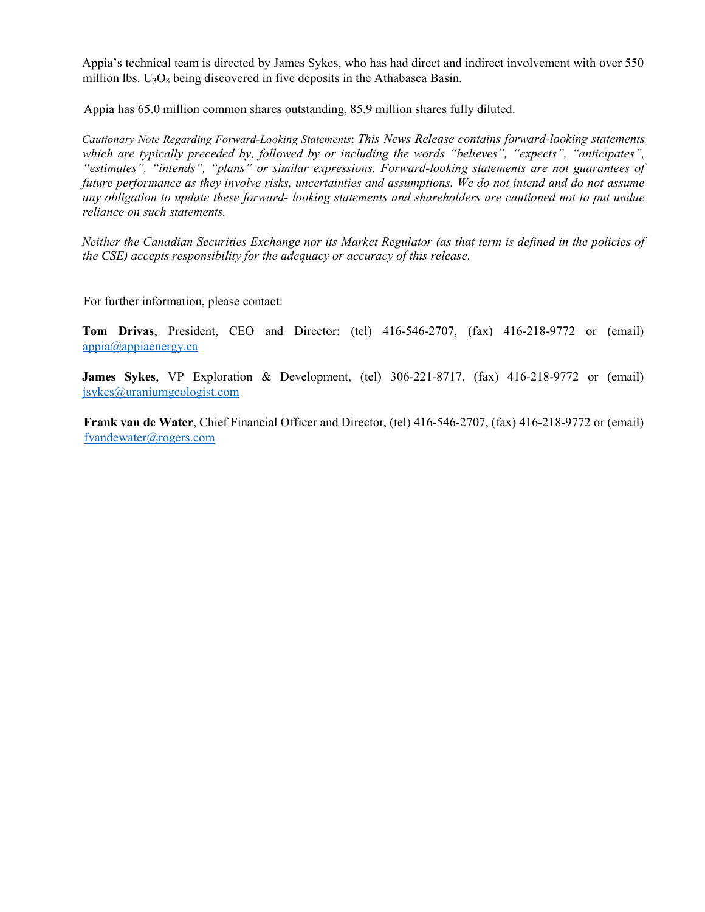Appia's technical team is directed by James Sykes, who has had direct and indirect involvement with over 550 million lbs. $U_3O_8$ being discovered in five deposits in the Athabasca Basin.

Appia has 65.0 million common shares outstanding, 85.9 million shares fully diluted.

*Cautionary Note Regarding Forward-Looking Statements: This News Release contains forward-looking statements which are typically preceded by, followed by or including the words "believes", "expects", "anticipates", "estimates", "intends", "plans" or similar expressions. Forward-looking statements are not guarantees of future performance as they involve risks, uncertainties and assumptions. We do not intend and do not assume any obligation to update these forward- looking statements and shareholders are cautioned not to put undue reliance on such statements.*

*Neither the Canadian Securities Exchange nor its Market Regulator (as that term is defined in the policies of the CSE) accepts responsibility for the adequacy or accuracy of this release.*

For further information, please contact:

**Tom Drivas**, President, CEO and Director: (tel) 416-546-2707, (fax) 416-218-9772 or (email) appia@appiaenergy.ca

**James Sykes**, VP Exploration & Development, (tel) 306-221-8717, (fax) 416-218-9772 or (email) jsykes@uraniumgeologist.com

**Frank van de Water**, Chief Financial Officer and Director, (tel) 416-546-2707, (fax) 416-218-9772 or (email) fvandewater@rogers.com